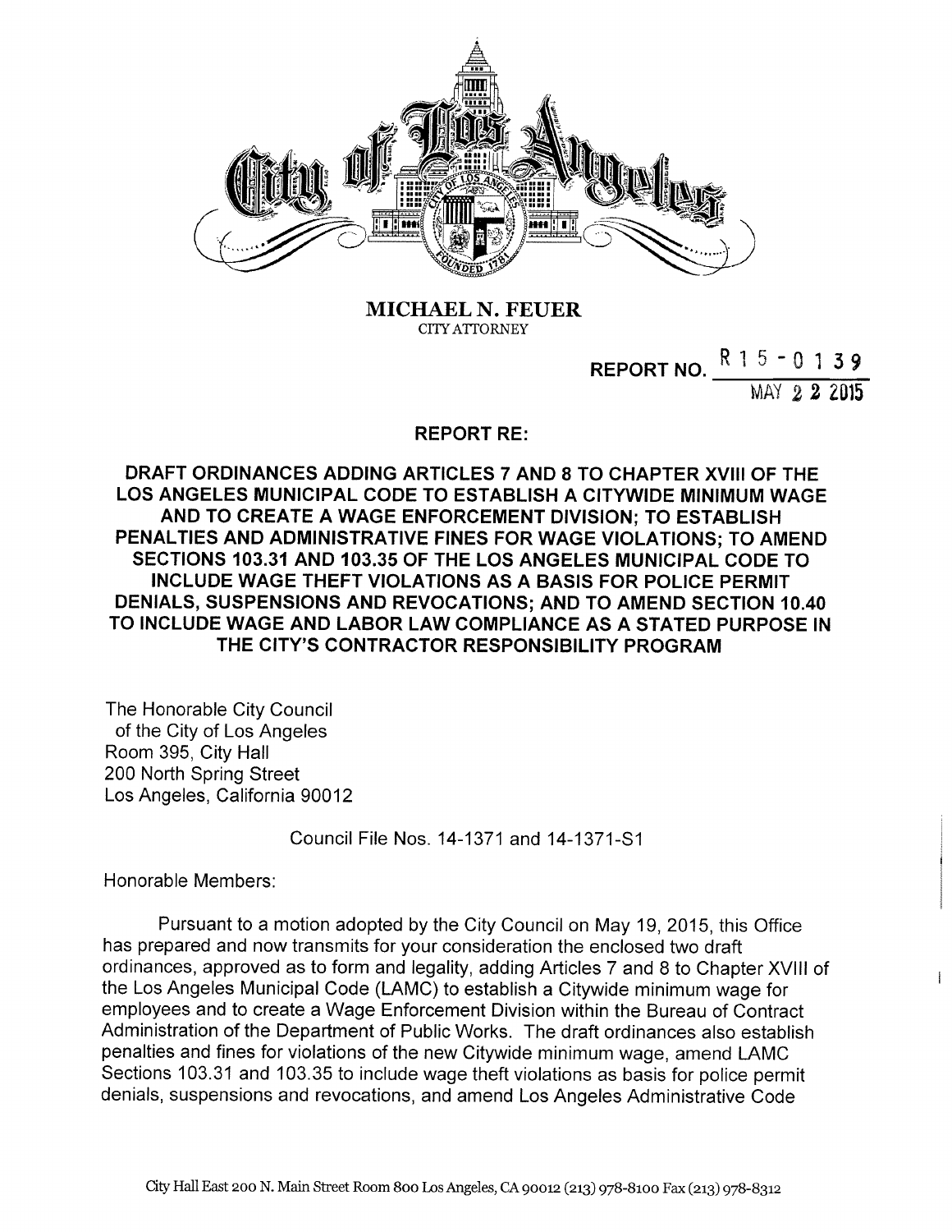MICHAEL N. FEUER
CITY ATTORNEY

REPORT NO. R 1 5 - 0 1 3 9

MAY 2 2 2015

## REPORT RE:

## DRAFT ORDINANCES ADDING ARTICLES 7 AND 8 TO CHAPTER XVIII OF THE LOS ANGELES MUNICIPAL CODE TO ESTABLISH A CITYWIDE MINIMUM WAGE AND TO CREATE A WAGE ENFORCEMENT DIVISION; TO ESTABLISH PENALTIES AND ADMINISTRATIVE FINES FOR WAGE VIOLATIONS; TO AMEND SECTIONS 103.31 AND 103.35 OF THE LOS ANGELES MUNICIPAL CODE TO INCLUDE WAGE THEFT VIOLATIONS AS A BASIS FOR POLICE PERMIT DENIALS, SUSPENSIONS AND REVOCATIONS; AND TO AMEND SECTION 10.40 TO INCLUDE WAGE AND LABOR LAW COMPLIANCE AS A STATED PURPOSE IN THE CITY'S CONTRACTOR RESPONSIBILITY PROGRAM

The Honorable City Council
of the City of Los Angeles
Room 395, City Hall
200 North Spring Street
Los Angeles, California 90012

Council File Nos. 14-1371 and 14-1371-S1

Honorable Members:

Pursuant to a motion adopted by the City Council on May 19, 2015, this Office has prepared and now transmits for your consideration the enclosed two draft ordinances, approved as to form and legality, adding Articles 7 and 8 to Chapter XVIII of the Los Angeles Municipal Code (LAMC) to establish a Citywide minimum wage for employees and to create a Wage Enforcement Division within the Bureau of Contract Administration of the Department of Public Works. The draft ordinances also establish penalties and fines for violations of the new Citywide minimum wage, amend LAMC Sections 103.31 and 103.35 to include wage theft violations as basis for police permit denials, suspensions and revocations, and amend Los Angeles Administrative Code

City Hall East 200 N. Main Street Room 800 Los Angeles, CA 90012 (213) 978-8100 Fax (213) 978-8312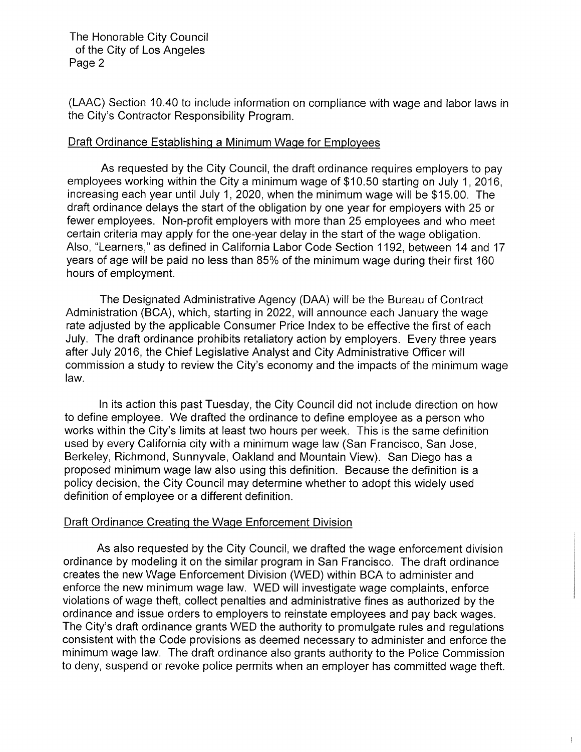(LAAC) Section 10.40 to include information on compliance with wage and labor laws in the City's Contractor Responsibility Program.

Draft Ordinance Establishing a Minimum Wage for Employees

As requested by the City Council, the draft ordinance requires employers to pay employees working within the City a minimum wage of $10.50 starting on July 1, 2016, increasing each year until July 1, 2020, when the minimum wage will be $15.00. The draft ordinance delays the start of the obligation by one year for employers with 25 or fewer employees. Non-profit employers with more than 25 employees and who meet certain criteria may apply for the one-year delay in the start of the wage obligation. Also, "Learners," as defined in California Labor Code Section 1192, between 14 and 17 years of age will be paid no less than 85% of the minimum wage during their first 160 hours of employment.

The Designated Administrative Agency (DAA) will be the Bureau of Contract Administration (BCA), which, starting in 2022, will announce each January the wage rate adjusted by the applicable Consumer Price Index to be effective the first of each July. The draft ordinance prohibits retaliatory action by employers. Every three years after July 2016, the Chief Legislative Analyst and City Administrative Officer will commission a study to review the City's economy and the impacts of the minimum wage law.

In its action this past Tuesday, the City Council did not include direction on how to define employee. We drafted the ordinance to define employee as a person who works within the City's limits at least two hours per week. This is the same definition used by every California city with a minimum wage law (San Francisco, San Jose, Berkeley, Richmond, Sunnyvale, Oakland and Mountain View). San Diego has a proposed minimum wage law also using this definition. Because the definition is a policy decision, the City Council may determine whether to adopt this widely used definition of employee or a different definition.

Draft Ordinance Creating the Wage Enforcement Division

As also requested by the City Council, we drafted the wage enforcement division ordinance by modeling it on the similar program in San Francisco. The draft ordinance creates the new Wage Enforcement Division (WED) within BCA to administer and enforce the new minimum wage law. WED will investigate wage complaints, enforce violations of wage theft, collect penalties and administrative fines as authorized by the ordinance and issue orders to employers to reinstate employees and pay back wages. The City's draft ordinance grants WED the authority to promulgate rules and regulations consistent with the Code provisions as deemed necessary to administer and enforce the minimum wage law. The draft ordinance also grants authority to the Police Commission to deny, suspend or revoke police permits when an employer has committed wage theft.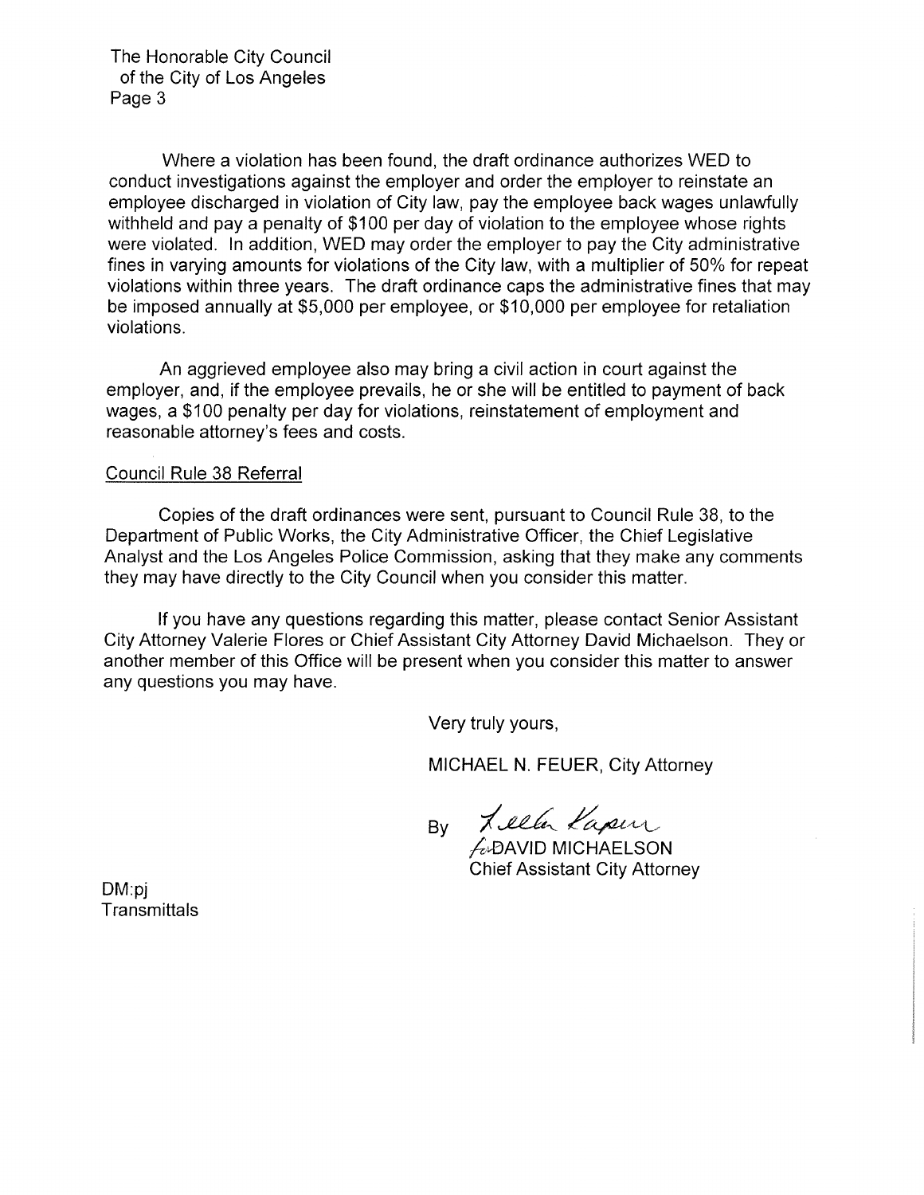The Honorable City Council
of the City of Los Angeles
Page 3

Where a violation has been found, the draft ordinance authorizes WED to conduct investigations against the employer and order the employer to reinstate an employee discharged in violation of City law, pay the employee back wages unlawfully withheld and pay a penalty of $100 per day of violation to the employee whose rights were violated. In addition, WED may order the employer to pay the City administrative fines in varying amounts for violations of the City law, with a multiplier of 50% for repeat violations within three years. The draft ordinance caps the administrative fines that may be imposed annually at $5,000 per employee, or $10,000 per employee for retaliation violations.

An aggrieved employee also may bring a civil action in court against the employer, and, if the employee prevails, he or she will be entitled to payment of back wages, a $100 penalty per day for violations, reinstatement of employment and reasonable attorney's fees and costs.

Council Rule 38 Referral

Copies of the draft ordinances were sent, pursuant to Council Rule 38, to the Department of Public Works, the City Administrative Officer, the Chief Legislative Analyst and the Los Angeles Police Commission, asking that they make any comments they may have directly to the City Council when you consider this matter.

If you have any questions regarding this matter, please contact Senior Assistant City Attorney Valerie Flores or Chief Assistant City Attorney David Michaelson. They or another member of this Office will be present when you consider this matter to answer any questions you may have.

Very truly yours,

MICHAEL N. FEUER, City Attorney

By *Leela Kapur*
for DAVID MICHAELSON
Chief Assistant City Attorney

DM:pj
Transmittals